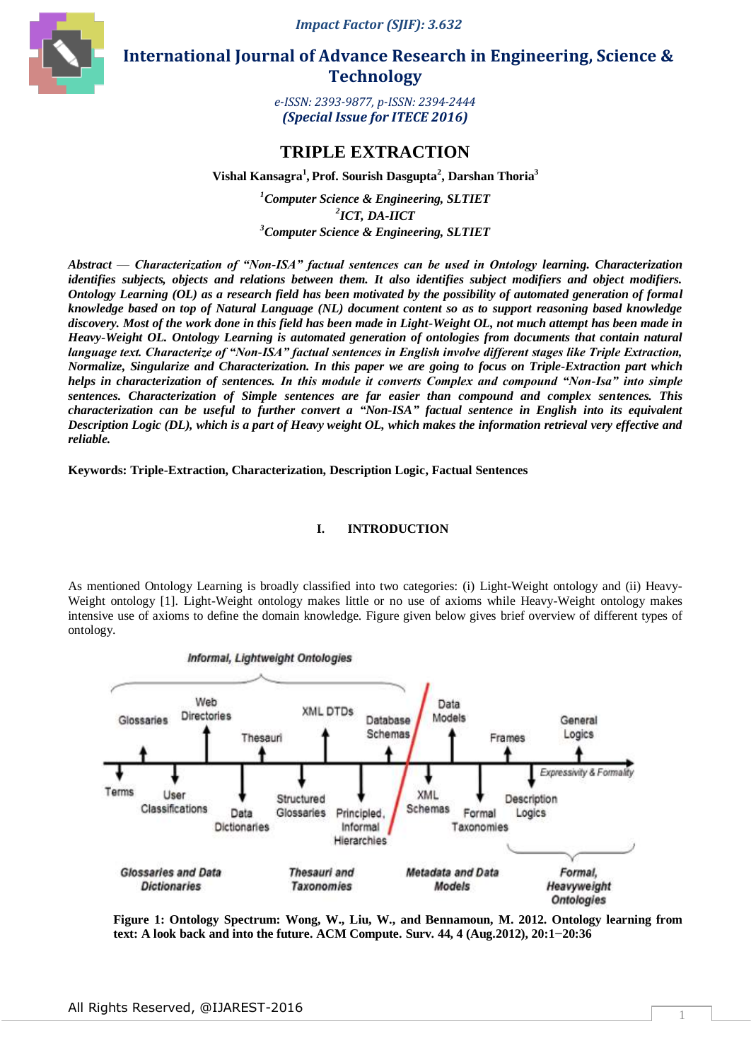# TRIPLE EXTRACTION

**Vishal Kansagra[1], Prof. Sourish Dasgupta[2], Darshan Thoria[3]**

*[1]Computer Science & Engineering, SLTIET*
*[2]ICT, DA-IICT*
*[3]Computer Science & Engineering, SLTIET*

***Abstract** — Characterization of "Non-ISA" factual sentences can be used in Ontology learning. Characterization identifies subjects, objects and relations between them. It also identifies subject modifiers and object modifiers. Ontology Learning (OL) as a research field has been motivated by the possibility of automated generation of formal knowledge based on top of Natural Language (NL) document content so as to support reasoning based knowledge discovery. Most of the work done in this field has been made in Light-Weight OL, not much attempt has been made in Heavy-Weight OL. Ontology Learning is automated generation of ontologies from documents that contain natural language text. Characterize of "Non-ISA" factual sentences in English involve different stages like Triple Extraction, Normalize, Singularize and Characterization. In this paper we are going to focus on Triple-Extraction part which helps in characterization of sentences. In this module it converts Complex and compound "Non-Isa" into simple sentences. Characterization of Simple sentences are far easier than compound and complex sentences. This characterization can be useful to further convert a "Non-ISA" factual sentence in English into its equivalent Description Logic (DL), which is a part of Heavy weight OL, which makes the information retrieval very effective and reliable.*

**Keywords: Triple-Extraction, Characterization, Description Logic, Factual Sentences**

## I. INTRODUCTION

As mentioned Ontology Learning is broadly classified into two categories: (i) Light-Weight ontology and (ii) Heavy-Weight ontology [1]. Light-Weight ontology makes little or no use of axioms while Heavy-Weight ontology makes intensive use of axioms to define the domain knowledge. Figure given below gives brief overview of different types of ontology.

**Figure 1: Ontology Spectrum: Wong, W., Liu, W., and Bennamoun, M. 2012. Ontology learning from text: A look back and into the future. ACM Compute. Surv. 44, 4 (Aug.2012), 20:1−20:36**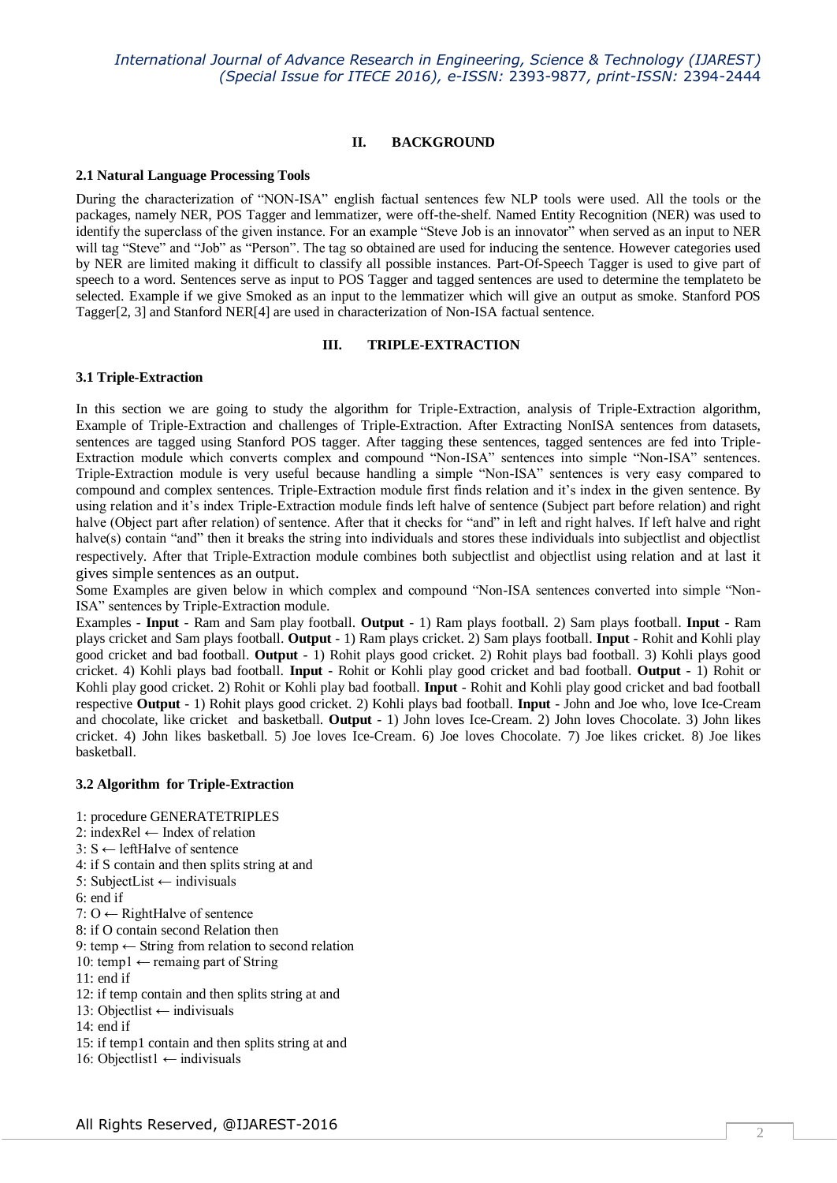## II. BACKGROUND

### 2.1 Natural Language Processing Tools

During the characterization of "NON-ISA" english factual sentences few NLP tools were used. All the tools or the packages, namely NER, POS Tagger and lemmatizer, were off-the-shelf. Named Entity Recognition (NER) was used to identify the superclass of the given instance. For an example "Steve Job is an innovator" when served as an input to NER will tag "Steve" and "Job" as "Person". The tag so obtained are used for inducing the sentence. However categories used by NER are limited making it difficult to classify all possible instances. Part-Of-Speech Tagger is used to give part of speech to a word. Sentences serve as input to POS Tagger and tagged sentences are used to determine the templateto be selected. Example if we give Smoked as an input to the lemmatizer which will give an output as smoke. Stanford POS Tagger[2, 3] and Stanford NER[4] are used in characterization of Non-ISA factual sentence.

## III. TRIPLE-EXTRACTION

### 3.1 Triple-Extraction

In this section we are going to study the algorithm for Triple-Extraction, analysis of Triple-Extraction algorithm, Example of Triple-Extraction and challenges of Triple-Extraction. After Extracting NonISA sentences from datasets, sentences are tagged using Stanford POS tagger. After tagging these sentences, tagged sentences are fed into Triple-Extraction module which converts complex and compound "Non-ISA" sentences into simple "Non-ISA" sentences. Triple-Extraction module is very useful because handling a simple "Non-ISA" sentences is very easy compared to compound and complex sentences. Triple-Extraction module first finds relation and it's index in the given sentence. By using relation and it's index Triple-Extraction module finds left halve of sentence (Subject part before relation) and right halve (Object part after relation) of sentence. After that it checks for "and" in left and right halves. If left halve and right halve(s) contain "and" then it breaks the string into individuals and stores these individuals into subjectlist and objectlist respectively. After that Triple-Extraction module combines both subjectlist and objectlist using relation and at last it gives simple sentences as an output.

Some Examples are given below in which complex and compound "Non-ISA sentences converted into simple "Non-ISA" sentences by Triple-Extraction module.

Examples - **Input** - Ram and Sam play football. **Output** - 1) Ram plays football. 2) Sam plays football. **Input** - Ram plays cricket and Sam plays football. **Output** - 1) Ram plays cricket. 2) Sam plays football. **Input** - Rohit and Kohli play good cricket and bad football. **Output** - 1) Rohit plays good cricket. 2) Rohit plays bad football. 3) Kohli plays good cricket. 4) Kohli plays bad football. **Input** - Rohit or Kohli play good cricket and bad football. **Output** - 1) Rohit or Kohli play good cricket. 2) Rohit or Kohli play bad football. **Input** - Rohit and Kohli play good cricket and bad football respective **Output** - 1) Rohit plays good cricket. 2) Kohli plays bad football. **Input** - John and Joe who, love Ice-Cream and chocolate, like cricket and basketball. **Output** - 1) John loves Ice-Cream. 2) John loves Chocolate. 3) John likes cricket. 4) John likes basketball. 5) Joe loves Ice-Cream. 6) Joe loves Chocolate. 7) Joe likes cricket. 8) Joe likes basketball.

### 3.2 Algorithm for Triple-Extraction

1: procedure GENERATETRIPLES
2: indexRel ← Index of relation
3: S ← leftHalve of sentence
4: if S contain and then splits string at and
5: SubjectList ← indivisuals
6: end if
7: O ← RightHalve of sentence
8: if O contain second Relation then
9: temp ← String from relation to second relation
10: temp1 ← remaing part of String
11: end if
12: if temp contain and then splits string at and
13: Objectlist ← indivisuals
14: end if
15: if temp1 contain and then splits string at and
16: Objectlist1 ← indivisuals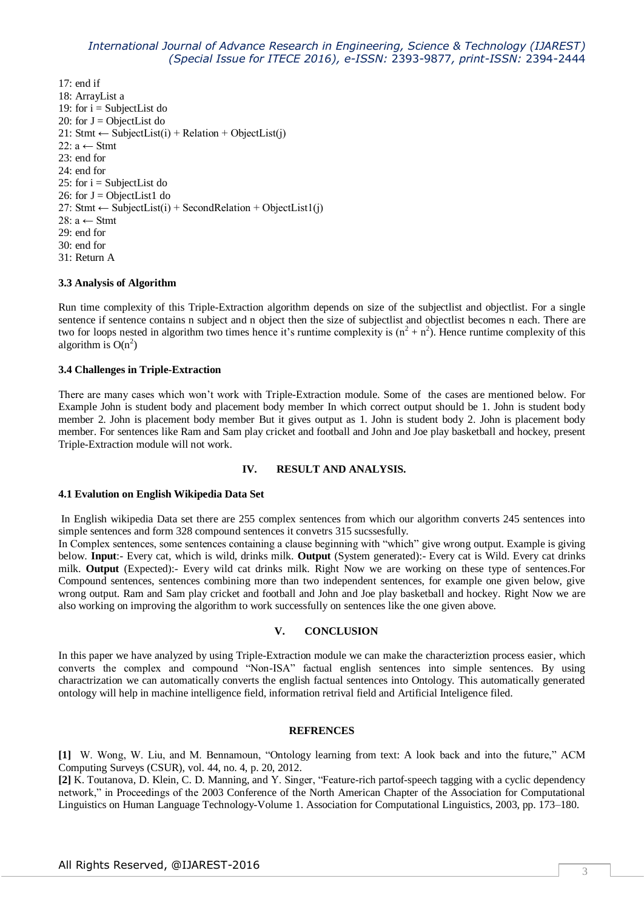17: end if
18: ArrayList a
19: for i = SubjectList do
20: for J = ObjectList do
21: Stmt ← SubjectList(i) + Relation + ObjectList(j)
22: a ← Stmt
23: end for
24: end for
25: for i = SubjectList do
26: for J = ObjectList1 do
27: Stmt ← SubjectList(i) + SecondRelation + ObjectList1(j)
28: a ← Stmt
29: end for
30: end for
31: Return A

### 3.3 Analysis of Algorithm

Run time complexity of this Triple-Extraction algorithm depends on size of the subjectlist and objectlist. For a single sentence if sentence contains n subject and n object then the size of subjectlist and objectlist becomes n each. There are two for loops nested in algorithm two times hence it's runtime complexity is ($n^2 + n^2$). Hence runtime complexity of this algorithm is $O(n^2)$

### 3.4 Challenges in Triple-Extraction

There are many cases which won't work with Triple-Extraction module. Some of the cases are mentioned below. For Example John is student body and placement body member In which correct output should be 1. John is student body member 2. John is placement body member But it gives output as 1. John is student body 2. John is placement body member. For sentences like Ram and Sam play cricket and football and John and Joe play basketball and hockey, present Triple-Extraction module will not work.

## IV. RESULT AND ANALYSIS.

### 4.1 Evalution on English Wikipedia Data Set

In English wikipedia Data set there are 255 complex sentences from which our algorithm converts 245 sentences into simple sentences and form 328 compound sentences it convetrs 315 sucssesfully.

In Complex sentences, some sentences containing a clause beginning with "which" give wrong output. Example is giving below. **Input**:- Every cat, which is wild, drinks milk. **Output** (System generated):- Every cat is Wild. Every cat drinks milk. **Output** (Expected):- Every wild cat drinks milk. Right Now we are working on these type of sentences.For Compound sentences, sentences combining more than two independent sentences, for example one given below, give wrong output. Ram and Sam play cricket and football and John and Joe play basketball and hockey. Right Now we are also working on improving the algorithm to work successfully on sentences like the one given above.

## V. CONCLUSION

In this paper we have analyzed by using Triple-Extraction module we can make the characteriztion process easier, which converts the complex and compound "Non-ISA" factual english sentences into simple sentences. By using charactrization we can automatically converts the english factual sentences into Ontology. This automatically generated ontology will help in machine intelligence field, information retrival field and Artificial Inteligence filed.

## REFRENCES

**[1]** W. Wong, W. Liu, and M. Bennamoun, "Ontology learning from text: A look back and into the future," ACM Computing Surveys (CSUR), vol. 44, no. 4, p. 20, 2012.

**[2]** K. Toutanova, D. Klein, C. D. Manning, and Y. Singer, "Feature-rich partof-speech tagging with a cyclic dependency network," in Proceedings of the 2003 Conference of the North American Chapter of the Association for Computational Linguistics on Human Language Technology-Volume 1. Association for Computational Linguistics, 2003, pp. 173–180.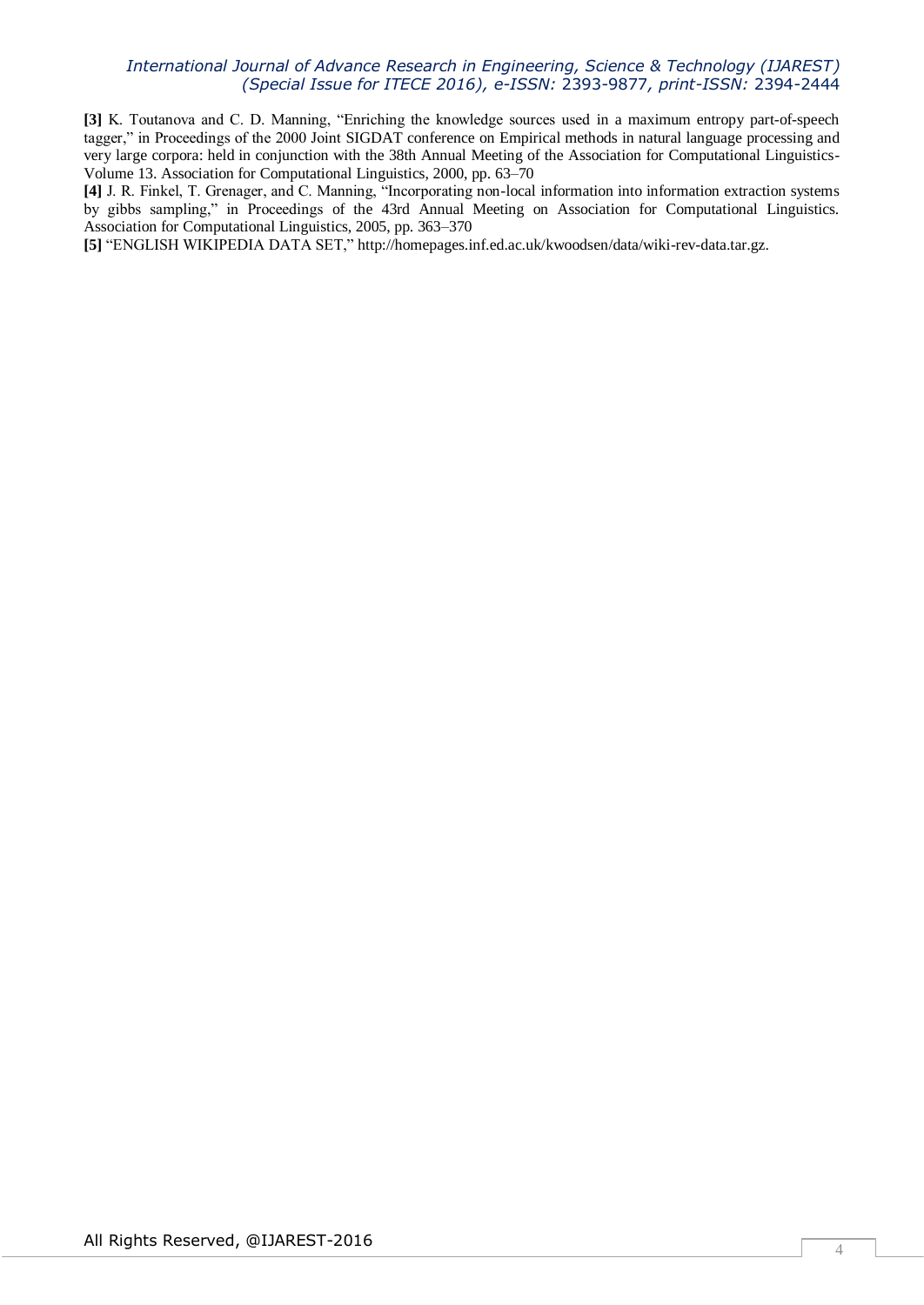**[3]** K. Toutanova and C. D. Manning, "Enriching the knowledge sources used in a maximum entropy part-of-speech tagger," in Proceedings of the 2000 Joint SIGDAT conference on Empirical methods in natural language processing and very large corpora: held in conjunction with the 38th Annual Meeting of the Association for Computational Linguistics-Volume 13. Association for Computational Linguistics, 2000, pp. 63–70

**[4]** J. R. Finkel, T. Grenager, and C. Manning, "Incorporating non-local information into information extraction systems by gibbs sampling," in Proceedings of the 43rd Annual Meeting on Association for Computational Linguistics. Association for Computational Linguistics, 2005, pp. 363–370

**[5]** "ENGLISH WIKIPEDIA DATA SET," http://homepages.inf.ed.ac.uk/kwoodsen/data/wiki-rev-data.tar.gz.